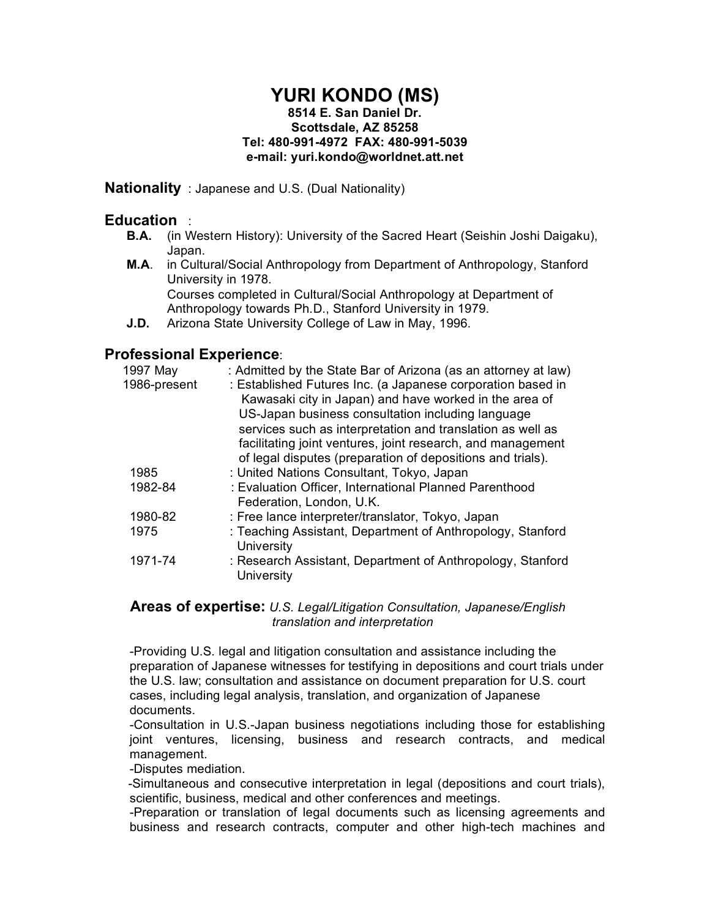# YURI KONDO (MS)

**8514 E. San Daniel Dr.**
**Scottsdale, AZ 85258**
**Tel: 480-991-4972 FAX: 480-991-5039**
**e-mail: yuri.kondo@worldnet.att.net**

**Nationality** : Japanese and U.S. (Dual Nationality)

## Education :

- **B.A.** (in Western History): University of the Sacred Heart (Seishin Joshi Daigaku), Japan.
- **M.A**. in Cultural/Social Anthropology from Department of Anthropology, Stanford University in 1978.
  Courses completed in Cultural/Social Anthropology at Department of Anthropology towards Ph.D., Stanford University in 1979.
- **J.D.** Arizona State University College of Law in May, 1996.

## Professional Experience:

| | |
|---|---|
| 1997 May | : Admitted by the State Bar of Arizona (as an attorney at law) |
| 1986-present | : Established Futures Inc. (a Japanese corporation based in Kawasaki city in Japan) and have worked in the area of US-Japan business consultation including language services such as interpretation and translation as well as facilitating joint ventures, joint research, and management of legal disputes (preparation of depositions and trials). |
| 1985 | : United Nations Consultant, Tokyo, Japan |
| 1982-84 | : Evaluation Officer, International Planned Parenthood Federation, London, U.K. |
| 1980-82 | : Free lance interpreter/translator, Tokyo, Japan |
| 1975 | : Teaching Assistant, Department of Anthropology, Stanford University |
| 1971-74 | : Research Assistant, Department of Anthropology, Stanford University |

### Areas of expertise: *U.S. Legal/Litigation Consultation, Japanese/English translation and interpretation*

-Providing U.S. legal and litigation consultation and assistance including the preparation of Japanese witnesses for testifying in depositions and court trials under the U.S. law; consultation and assistance on document preparation for U.S. court cases, including legal analysis, translation, and organization of Japanese documents.
-Consultation in U.S.-Japan business negotiations including those for establishing joint ventures, licensing, business and research contracts, and medical management.
-Disputes mediation.
-Simultaneous and consecutive interpretation in legal (depositions and court trials), scientific, business, medical and other conferences and meetings.
-Preparation or translation of legal documents such as licensing agreements and business and research contracts, computer and other high-tech machines and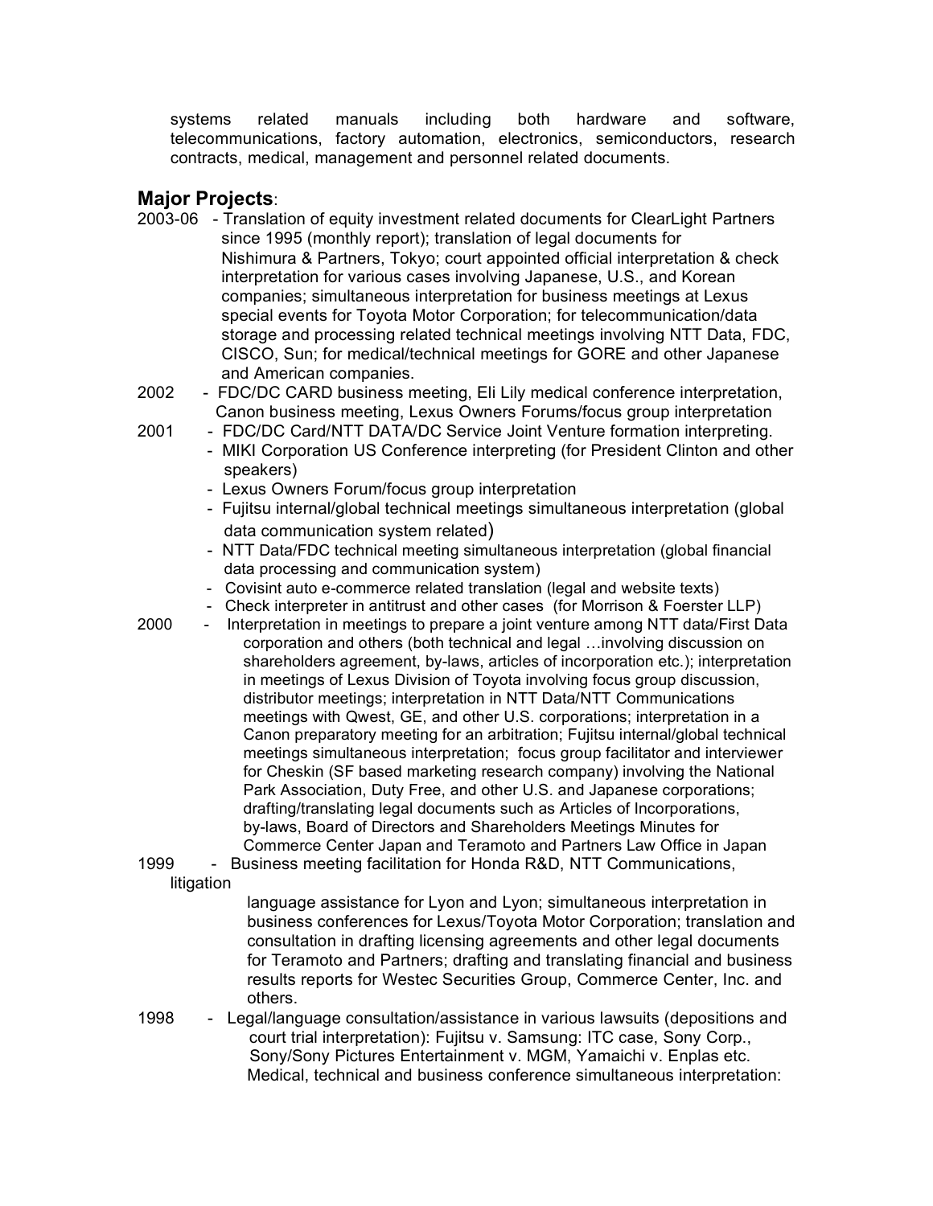systems related manuals including both hardware and software, telecommunications, factory automation, electronics, semiconductors, research contracts, medical, management and personnel related documents.

## Major Projects:

2003-06 - Translation of equity investment related documents for ClearLight Partners since 1995 (monthly report); translation of legal documents for Nishimura & Partners, Tokyo; court appointed official interpretation & check interpretation for various cases involving Japanese, U.S., and Korean companies; simultaneous interpretation for business meetings at Lexus special events for Toyota Motor Corporation; for telecommunication/data storage and processing related technical meetings involving NTT Data, FDC, CISCO, Sun; for medical/technical meetings for GORE and other Japanese and American companies.

2002 - FDC/DC CARD business meeting, Eli Lily medical conference interpretation, Canon business meeting, Lexus Owners Forums/focus group interpretation

2001
- FDC/DC Card/NTT DATA/DC Service Joint Venture formation interpreting.
- MIKI Corporation US Conference interpreting (for President Clinton and other speakers)
- Lexus Owners Forum/focus group interpretation
- Fujitsu internal/global technical meetings simultaneous interpretation (global data communication system related)
- NTT Data/FDC technical meeting simultaneous interpretation (global financial data processing and communication system)
- Covisint auto e-commerce related translation (legal and website texts)
- Check interpreter in antitrust and other cases (for Morrison & Foerster LLP)

2000 - Interpretation in meetings to prepare a joint venture among NTT data/First Data corporation and others (both technical and legal …involving discussion on shareholders agreement, by-laws, articles of incorporation etc.); interpretation in meetings of Lexus Division of Toyota involving focus group discussion, distributor meetings; interpretation in NTT Data/NTT Communications meetings with Qwest, GE, and other U.S. corporations; interpretation in a Canon preparatory meeting for an arbitration; Fujitsu internal/global technical meetings simultaneous interpretation; focus group facilitator and interviewer for Cheskin (SF based marketing research company) involving the National Park Association, Duty Free, and other U.S. and Japanese corporations; drafting/translating legal documents such as Articles of Incorporations, by-laws, Board of Directors and Shareholders Meetings Minutes for Commerce Center Japan and Teramoto and Partners Law Office in Japan

1999 - Business meeting facilitation for Honda R&D, NTT Communications, litigation language assistance for Lyon and Lyon; simultaneous interpretation in business conferences for Lexus/Toyota Motor Corporation; translation and consultation in drafting licensing agreements and other legal documents for Teramoto and Partners; drafting and translating financial and business results reports for Westec Securities Group, Commerce Center, Inc. and others.

1998 - Legal/language consultation/assistance in various lawsuits (depositions and court trial interpretation): Fujitsu v. Samsung: ITC case, Sony Corp., Sony/Sony Pictures Entertainment v. MGM, Yamaichi v. Enplas etc. Medical, technical and business conference simultaneous interpretation: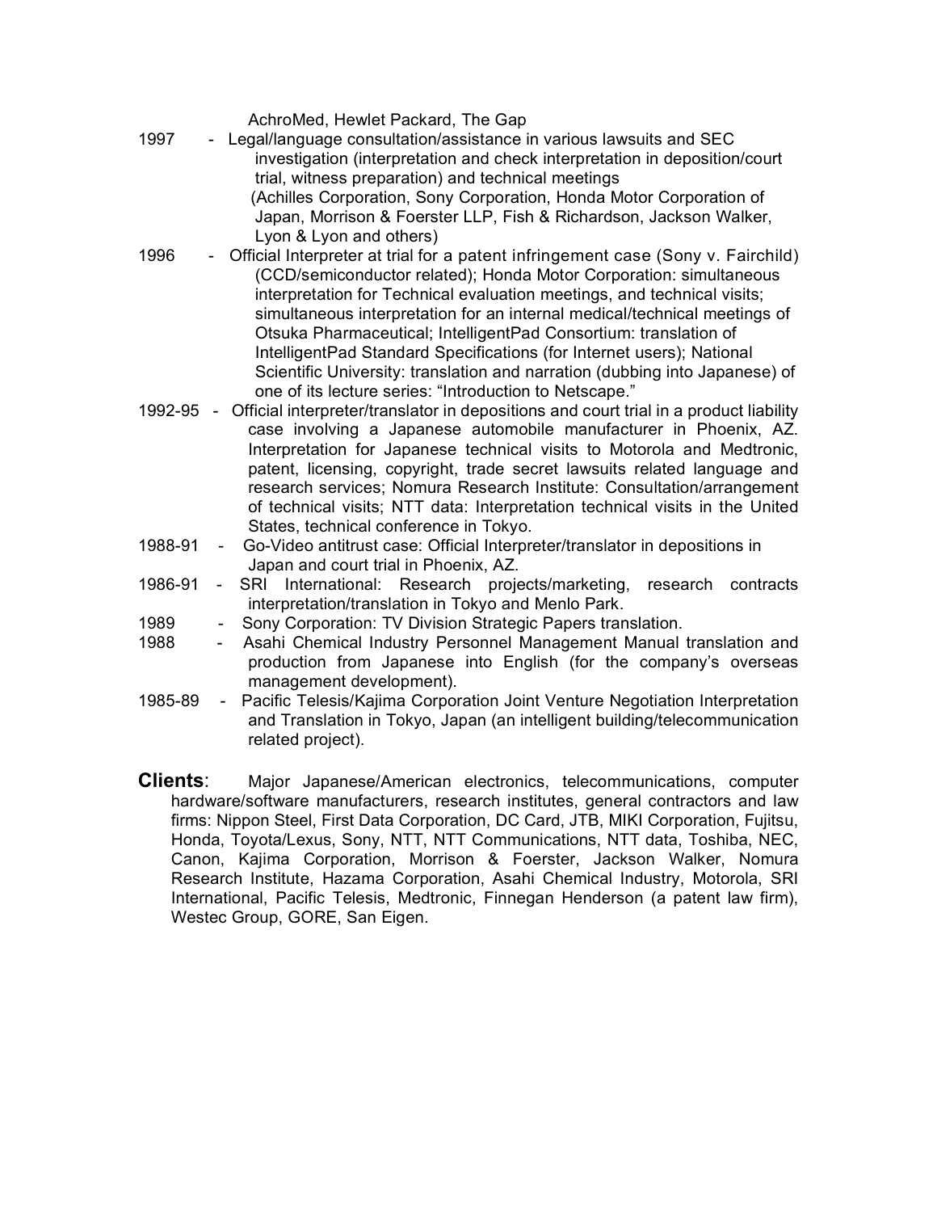AchroMed, Hewlet Packard, The Gap

1997 - Legal/language consultation/assistance in various lawsuits and SEC investigation (interpretation and check interpretation in deposition/court trial, witness preparation) and technical meetings (Achilles Corporation, Sony Corporation, Honda Motor Corporation of Japan, Morrison & Foerster LLP, Fish & Richardson, Jackson Walker, Lyon & Lyon and others)

1996 - Official Interpreter at trial for a patent infringement case (Sony v. Fairchild) (CCD/semiconductor related); Honda Motor Corporation: simultaneous interpretation for Technical evaluation meetings, and technical visits; simultaneous interpretation for an internal medical/technical meetings of Otsuka Pharmaceutical; IntelligentPad Consortium: translation of IntelligentPad Standard Specifications (for Internet users); National Scientific University: translation and narration (dubbing into Japanese) of one of its lecture series: "Introduction to Netscape."

1992-95 - Official interpreter/translator in depositions and court trial in a product liability case involving a Japanese automobile manufacturer in Phoenix, AZ. Interpretation for Japanese technical visits to Motorola and Medtronic, patent, licensing, copyright, trade secret lawsuits related language and research services; Nomura Research Institute: Consultation/arrangement of technical visits; NTT data: Interpretation technical visits in the United States, technical conference in Tokyo.

1988-91 - Go-Video antitrust case: Official Interpreter/translator in depositions in Japan and court trial in Phoenix, AZ.

1986-91 - SRI International: Research projects/marketing, research contracts interpretation/translation in Tokyo and Menlo Park.

1989 - Sony Corporation: TV Division Strategic Papers translation.

1988 - Asahi Chemical Industry Personnel Management Manual translation and production from Japanese into English (for the company's overseas management development).

1985-89 - Pacific Telesis/Kajima Corporation Joint Venture Negotiation Interpretation and Translation in Tokyo, Japan (an intelligent building/telecommunication related project).

**Clients**: Major Japanese/American electronics, telecommunications, computer hardware/software manufacturers, research institutes, general contractors and law firms: Nippon Steel, First Data Corporation, DC Card, JTB, MIKI Corporation, Fujitsu, Honda, Toyota/Lexus, Sony, NTT, NTT Communications, NTT data, Toshiba, NEC, Canon, Kajima Corporation, Morrison & Foerster, Jackson Walker, Nomura Research Institute, Hazama Corporation, Asahi Chemical Industry, Motorola, SRI International, Pacific Telesis, Medtronic, Finnegan Henderson (a patent law firm), Westec Group, GORE, San Eigen.